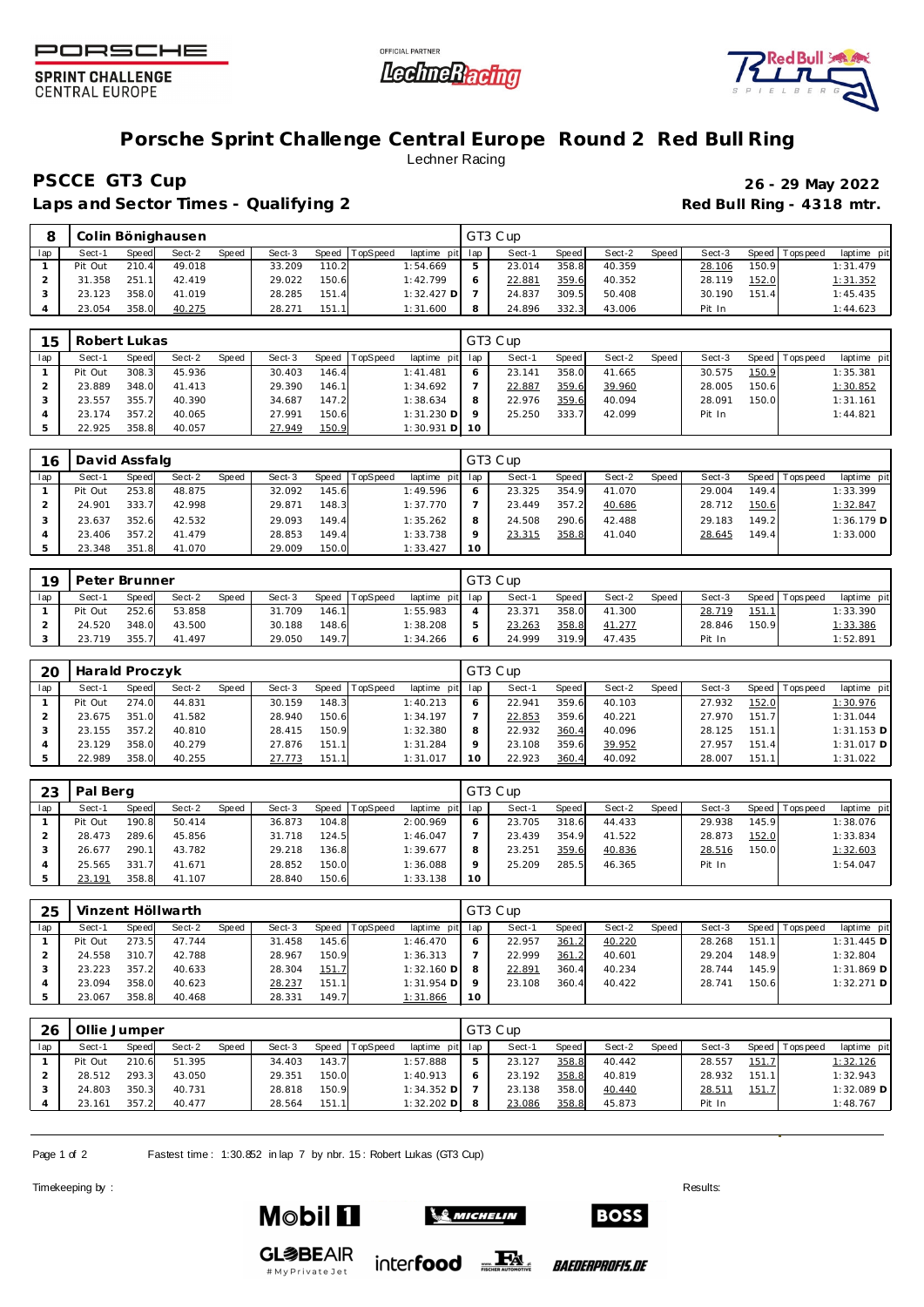# Porsche Sprint Challenge Central Europe Round 2 Red Bull Ring

Lechner Racing

## PSCCE GT3 Cup

**26 - 29 May 2022**

**Laps and Sector Times - Qualifying 2**

**Red Bull Ring - 4318 mtr.**

### 8 Colin Bönighausen — GT3 Cup

| lap | Sect-1 | Speed | Sect-2 | Speed | Sect-3 | Speed | TopSpeed | laptime pit | lap | Sect-1 | Speed | Sect-2 | Speed | Sect-3 | Speed | Topspeed | laptime pit |
|---|---|---|---|---|---|---|---|---|---|---|---|---|---|---|---|---|---|
| 1 | Pit Out | 210.4 | 49.018 | | 33.209 | 110.2 | | 1:54.669 | 5 | 23.014 | 358.8 | 40.359 | | 28.106 | 150.9 | | 1:31.479 |
| 2 | 31.358 | 251.1 | 42.419 | | 29.022 | 150.6 | | 1:42.799 | 6 | 22.881 | 359.6 | 40.352 | | 28.119 | 152.0 | | 1:31.352 |
| 3 | 23.123 | 358.0 | 41.019 | | 28.285 | 151.4 | | 1:32.427 D | 7 | 24.837 | 309.5 | 50.408 | | 30.190 | 151.4 | | 1:45.435 |
| 4 | 23.054 | 358.0 | 40.275 | | 28.271 | 151.1 | | 1:31.600 | 8 | 24.896 | 332.3 | 43.006 | | Pit In | | | 1:44.623 |

### 15 Robert Lukas — GT3 Cup

| lap | Sect-1 | Speed | Sect-2 | Speed | Sect-3 | Speed | TopSpeed | laptime pit | lap | Sect-1 | Speed | Sect-2 | Speed | Sect-3 | Speed | Topspeed | laptime pit |
|---|---|---|---|---|---|---|---|---|---|---|---|---|---|---|---|---|---|
| 1 | Pit Out | 308.3 | 45.936 | | 30.403 | 146.4 | | 1:41.481 | 6 | 23.141 | 358.0 | 41.665 | | 30.575 | 150.9 | | 1:35.381 |
| 2 | 23.889 | 348.0 | 41.413 | | 29.390 | 146.1 | | 1:34.692 | 7 | 22.887 | 359.6 | 39.960 | | 28.005 | 150.6 | | 1:30.852 |
| 3 | 23.557 | 355.7 | 40.390 | | 34.687 | 147.2 | | 1:38.634 | 8 | 22.976 | 359.6 | 40.094 | | 28.091 | 150.0 | | 1:31.161 |
| 4 | 23.174 | 357.2 | 40.065 | | 27.991 | 150.6 | | 1:31.230 D | 9 | 25.250 | 333.7 | 42.099 | | Pit In | | | 1:44.821 |
| 5 | 22.925 | 358.8 | 40.057 | | 27.949 | 150.9 | | 1:30.931 D | 10 | | | | | | | | |

### 16 David Assfalg — GT3 Cup

| lap | Sect-1 | Speed | Sect-2 | Speed | Sect-3 | Speed | TopSpeed | laptime pit | lap | Sect-1 | Speed | Sect-2 | Speed | Sect-3 | Speed | Topspeed | laptime pit |
|---|---|---|---|---|---|---|---|---|---|---|---|---|---|---|---|---|---|
| 1 | Pit Out | 253.8 | 48.875 | | 32.092 | 145.6 | | 1:49.596 | 6 | 23.325 | 354.9 | 41.070 | | 29.004 | 149.4 | | 1:33.399 |
| 2 | 24.901 | 333.7 | 42.998 | | 29.871 | 148.3 | | 1:37.770 | 7 | 23.449 | 357.2 | 40.686 | | 28.712 | 150.6 | | 1:32.847 |
| 3 | 23.637 | 352.6 | 42.532 | | 29.093 | 149.4 | | 1:35.262 | 8 | 24.508 | 290.6 | 42.488 | | 29.183 | 149.2 | | 1:36.179 D |
| 4 | 23.406 | 357.2 | 41.479 | | 28.853 | 149.4 | | 1:33.738 | 9 | 23.315 | 358.8 | 41.040 | | 28.645 | 149.4 | | 1:33.000 |
| 5 | 23.348 | 351.8 | 41.070 | | 29.009 | 150.0 | | 1:33.427 | 10 | | | | | | | | |

### 19 Peter Brunner — GT3 Cup

| lap | Sect-1 | Speed | Sect-2 | Speed | Sect-3 | Speed | TopSpeed | laptime pit | lap | Sect-1 | Speed | Sect-2 | Speed | Sect-3 | Speed | Topspeed | laptime pit |
|---|---|---|---|---|---|---|---|---|---|---|---|---|---|---|---|---|---|
| 1 | Pit Out | 252.6 | 53.858 | | 31.709 | 146.1 | | 1:55.983 | 4 | 23.371 | 358.0 | 41.300 | | 28.719 | 151.1 | | 1:33.390 |
| 2 | 24.520 | 348.0 | 43.500 | | 30.188 | 148.6 | | 1:38.208 | 5 | 23.263 | 358.8 | 41.277 | | 28.846 | 150.9 | | 1:33.386 |
| 3 | 23.719 | 355.7 | 41.497 | | 29.050 | 149.7 | | 1:34.266 | 6 | 24.999 | 319.9 | 47.435 | | Pit In | | | 1:52.891 |

### 20 Harald Proczyk — GT3 Cup

| lap | Sect-1 | Speed | Sect-2 | Speed | Sect-3 | Speed | TopSpeed | laptime pit | lap | Sect-1 | Speed | Sect-2 | Speed | Sect-3 | Speed | Topspeed | laptime pit |
|---|---|---|---|---|---|---|---|---|---|---|---|---|---|---|---|---|---|
| 1 | Pit Out | 274.0 | 44.831 | | 30.159 | 148.3 | | 1:40.213 | 6 | 22.941 | 359.6 | 40.103 | | 27.932 | 152.0 | | 1:30.976 |
| 2 | 23.675 | 351.0 | 41.582 | | 28.940 | 150.6 | | 1:34.197 | 7 | 22.853 | 359.6 | 40.221 | | 27.970 | 151.7 | | 1:31.044 |
| 3 | 23.155 | 357.2 | 40.810 | | 28.415 | 150.9 | | 1:32.380 | 8 | 22.932 | 360.4 | 40.096 | | 28.125 | 151.1 | | 1:31.153 D |
| 4 | 23.129 | 358.0 | 40.279 | | 27.876 | 151.1 | | 1:31.284 | 9 | 23.108 | 359.6 | 39.952 | | 27.957 | 151.4 | | 1:31.017 D |
| 5 | 22.989 | 358.0 | 40.255 | | 27.773 | 151.1 | | 1:31.017 | 10 | 22.923 | 360.4 | 40.092 | | 28.007 | 151.1 | | 1:31.022 |

### 23 Pal Berg — GT3 Cup

| lap | Sect-1 | Speed | Sect-2 | Speed | Sect-3 | Speed | TopSpeed | laptime pit | lap | Sect-1 | Speed | Sect-2 | Speed | Sect-3 | Speed | Topspeed | laptime pit |
|---|---|---|---|---|---|---|---|---|---|---|---|---|---|---|---|---|---|
| 1 | Pit Out | 190.8 | 50.414 | | 36.873 | 104.8 | | 2:00.969 | 6 | 23.705 | 318.6 | 44.433 | | 29.938 | 145.9 | | 1:38.076 |
| 2 | 28.473 | 289.6 | 45.856 | | 31.718 | 124.5 | | 1:46.047 | 7 | 23.439 | 354.9 | 41.522 | | 28.873 | 152.0 | | 1:33.834 |
| 3 | 26.677 | 290.1 | 43.782 | | 29.218 | 136.8 | | 1:39.677 | 8 | 23.251 | 359.6 | 40.836 | | 28.516 | 150.0 | | 1:32.603 |
| 4 | 25.565 | 331.7 | 41.671 | | 28.852 | 150.0 | | 1:36.088 | 9 | 25.209 | 285.5 | 46.365 | | Pit In | | | 1:54.047 |
| 5 | 23.191 | 358.8 | 41.107 | | 28.840 | 150.6 | | 1:33.138 | 10 | | | | | | | | |

### 25 Vinzent Höllwarth — GT3 Cup

| lap | Sect-1 | Speed | Sect-2 | Speed | Sect-3 | Speed | TopSpeed | laptime pit | lap | Sect-1 | Speed | Sect-2 | Speed | Sect-3 | Speed | Topspeed | laptime pit |
|---|---|---|---|---|---|---|---|---|---|---|---|---|---|---|---|---|---|
| 1 | Pit Out | 273.5 | 47.744 | | 31.458 | 145.6 | | 1:46.470 | 6 | 22.957 | 361.2 | 40.220 | | 28.268 | 151.1 | | 1:31.445 D |
| 2 | 24.558 | 310.7 | 42.788 | | 28.967 | 150.9 | | 1:36.313 | 7 | 22.999 | 361.2 | 40.601 | | 29.204 | 148.9 | | 1:32.804 |
| 3 | 23.223 | 357.2 | 40.633 | | 28.304 | 151.7 | | 1:32.160 D | 8 | 22.891 | 360.4 | 40.234 | | 28.744 | 145.9 | | 1:31.869 D |
| 4 | 23.094 | 358.0 | 40.623 | | 28.237 | 151.1 | | 1:31.954 D | 9 | 23.108 | 360.4 | 40.422 | | 28.741 | 150.6 | | 1:32.271 D |
| 5 | 23.067 | 358.8 | 40.468 | | 28.331 | 149.7 | | 1:31.866 | 10 | | | | | | | | |

### 26 Ollie Jumper — GT3 Cup

| lap | Sect-1 | Speed | Sect-2 | Speed | Sect-3 | Speed | TopSpeed | laptime pit | lap | Sect-1 | Speed | Sect-2 | Speed | Sect-3 | Speed | Topspeed | laptime pit |
|---|---|---|---|---|---|---|---|---|---|---|---|---|---|---|---|---|---|
| 1 | Pit Out | 210.6 | 51.395 | | 34.403 | 143.7 | | 1:57.888 | 5 | 23.127 | 358.8 | 40.442 | | 28.557 | 151.7 | | 1:32.126 |
| 2 | 28.512 | 293.3 | 43.050 | | 29.351 | 150.0 | | 1:40.913 | 6 | 23.192 | 358.8 | 40.819 | | 28.932 | 151.1 | | 1:32.943 |
| 3 | 24.803 | 350.3 | 40.731 | | 28.818 | 150.9 | | 1:34.352 D | 7 | 23.138 | 358.0 | 40.440 | | 28.511 | 151.7 | | 1:32.089 D |
| 4 | 23.161 | 357.2 | 40.477 | | 28.564 | 151.1 | | 1:32.202 D | 8 | 23.086 | 358.8 | 45.873 | | Pit In | | | 1:48.767 |

Fastest time : 1:30.852 in lap 7 by nbr. 15 : Robert Lukas (GT3 Cup)

Timekeeping by :

Results: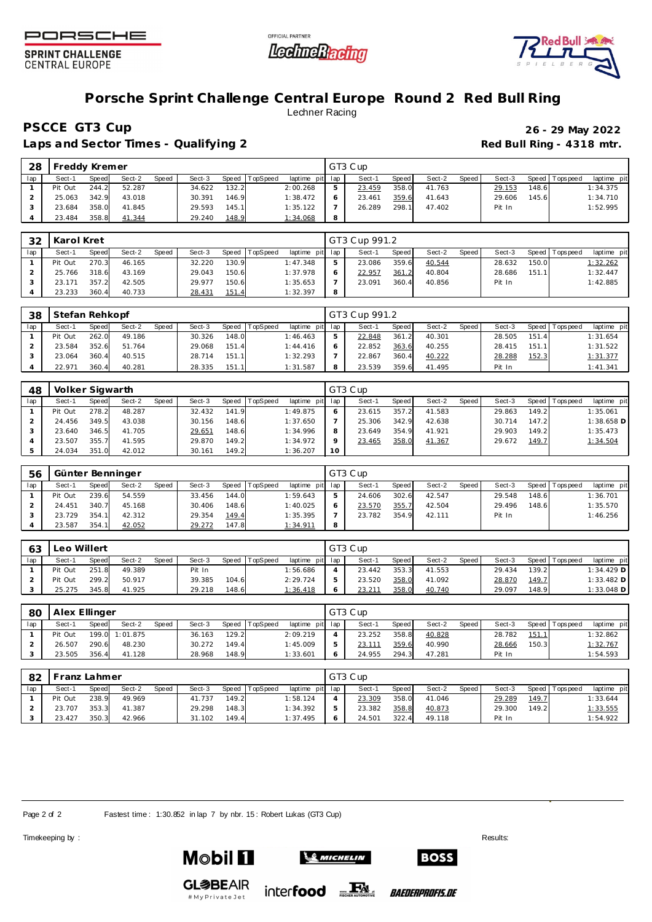# Porsche Sprint Challenge Central Europe Round 2 Red Bull Ring

Lechner Racing

## PSCCE GT3 Cup

**26 - 29 May 2022**

**Laps and Sector Times - Qualifying 2**

**Red Bull Ring - 4318 mtr.**

### 28 Freddy Kremer — GT3 Cup

| lap | Sect-1 | Speed | Sect-2 | Speed | Sect-3 | Speed | TopSpeed | laptime pit | lap | Sect-1 | Speed | Sect-2 | Speed | Sect-3 | Speed | Topspeed | laptime pit |
|---|---|---|---|---|---|---|---|---|---|---|---|---|---|---|---|---|---|
| 1 | Pit Out | 244.2 | 52.287 | | 34.622 | 132.2 | | 2:00.268 | 5 | 23.459 | 358.0 | 41.763 | | 29.153 | 148.6 | | 1:34.375 |
| 2 | 25.063 | 342.9 | 43.018 | | 30.391 | 146.9 | | 1:38.472 | 6 | 23.461 | 359.6 | 41.643 | | 29.606 | 145.6 | | 1:34.710 |
| 3 | 23.684 | 358.0 | 41.845 | | 29.593 | 145.1 | | 1:35.122 | 7 | 26.289 | 298.1 | 47.402 | | Pit In | | | 1:52.995 |
| 4 | 23.484 | 358.8 | 41.344 | | 29.240 | 148.9 | | 1:34.068 | 8 | | | | | | | | |

### 32 Karol Kret — GT3 Cup 991.2

| lap | Sect-1 | Speed | Sect-2 | Speed | Sect-3 | Speed | TopSpeed | laptime pit | lap | Sect-1 | Speed | Sect-2 | Speed | Sect-3 | Speed | Topspeed | laptime pit |
|---|---|---|---|---|---|---|---|---|---|---|---|---|---|---|---|---|---|
| 1 | Pit Out | 270.3 | 46.165 | | 32.220 | 130.9 | | 1:47.348 | 5 | 23.086 | 359.6 | 40.544 | | 28.632 | 150.0 | | 1:32.262 |
| 2 | 25.766 | 318.6 | 43.169 | | 29.043 | 150.6 | | 1:37.978 | 6 | 22.957 | 361.2 | 40.804 | | 28.686 | 151.1 | | 1:32.447 |
| 3 | 23.171 | 357.2 | 42.505 | | 29.977 | 150.6 | | 1:35.653 | 7 | 23.091 | 360.4 | 40.856 | | Pit In | | | 1:42.885 |
| 4 | 23.233 | 360.4 | 40.733 | | 28.431 | 151.4 | | 1:32.397 | 8 | | | | | | | | |

### 38 Stefan Rehkopf — GT3 Cup 991.2

| lap | Sect-1 | Speed | Sect-2 | Speed | Sect-3 | Speed | TopSpeed | laptime pit | lap | Sect-1 | Speed | Sect-2 | Speed | Sect-3 | Speed | Topspeed | laptime pit |
|---|---|---|---|---|---|---|---|---|---|---|---|---|---|---|---|---|---|
| 1 | Pit Out | 262.0 | 49.186 | | 30.326 | 148.0 | | 1:46.463 | 5 | 22.848 | 361.2 | 40.301 | | 28.505 | 151.4 | | 1:31.654 |
| 2 | 23.584 | 352.6 | 51.764 | | 29.068 | 151.4 | | 1:44.416 | 6 | 22.852 | 363.6 | 40.255 | | 28.415 | 151.1 | | 1:31.522 |
| 3 | 23.064 | 360.4 | 40.515 | | 28.714 | 151.1 | | 1:32.293 | 7 | 22.867 | 360.4 | 40.222 | | 28.288 | 152.3 | | 1:31.377 |
| 4 | 22.971 | 360.4 | 40.281 | | 28.335 | 151.1 | | 1:31.587 | 8 | 23.539 | 359.6 | 41.495 | | Pit In | | | 1:41.341 |

### 48 Volker Sigwarth — GT3 Cup

| lap | Sect-1 | Speed | Sect-2 | Speed | Sect-3 | Speed | TopSpeed | laptime pit | lap | Sect-1 | Speed | Sect-2 | Speed | Sect-3 | Speed | Topspeed | laptime pit |
|---|---|---|---|---|---|---|---|---|---|---|---|---|---|---|---|---|---|
| 1 | Pit Out | 278.2 | 48.287 | | 32.432 | 141.9 | | 1:49.875 | 6 | 23.615 | 357.2 | 41.583 | | 29.863 | 149.2 | | 1:35.061 |
| 2 | 24.456 | 349.5 | 43.038 | | 30.156 | 148.6 | | 1:37.650 | 7 | 25.306 | 342.9 | 42.638 | | 30.714 | 147.2 | | 1:38.658 D |
| 3 | 23.640 | 346.5 | 41.705 | | 29.651 | 148.6 | | 1:34.996 | 8 | 23.649 | 354.9 | 41.921 | | 29.903 | 149.2 | | 1:35.473 |
| 4 | 23.507 | 355.7 | 41.595 | | 29.870 | 149.2 | | 1:34.972 | 9 | 23.465 | 358.0 | 41.367 | | 29.672 | 149.7 | | 1:34.504 |
| 5 | 24.034 | 351.0 | 42.012 | | 30.161 | 149.2 | | 1:36.207 | 10 | | | | | | | | |

### 56 Günter Benninger — GT3 Cup

| lap | Sect-1 | Speed | Sect-2 | Speed | Sect-3 | Speed | TopSpeed | laptime pit | lap | Sect-1 | Speed | Sect-2 | Speed | Sect-3 | Speed | Topspeed | laptime pit |
|---|---|---|---|---|---|---|---|---|---|---|---|---|---|---|---|---|---|
| 1 | Pit Out | 239.6 | 54.559 | | 33.456 | 144.0 | | 1:59.643 | 5 | 24.606 | 302.6 | 42.547 | | 29.548 | 148.6 | | 1:36.701 |
| 2 | 24.451 | 340.7 | 45.168 | | 30.406 | 148.6 | | 1:40.025 | 6 | 23.570 | 355.7 | 42.504 | | 29.496 | 148.6 | | 1:35.570 |
| 3 | 23.729 | 354.1 | 42.312 | | 29.354 | 149.4 | | 1:35.395 | 7 | 23.782 | 354.9 | 42.111 | | Pit In | | | 1:46.256 |
| 4 | 23.587 | 354.1 | 42.052 | | 29.272 | 147.8 | | 1:34.911 | 8 | | | | | | | | |

### 63 Leo Willert — GT3 Cup

| lap | Sect-1 | Speed | Sect-2 | Speed | Sect-3 | Speed | TopSpeed | laptime pit | lap | Sect-1 | Speed | Sect-2 | Speed | Sect-3 | Speed | Topspeed | laptime pit |
|---|---|---|---|---|---|---|---|---|---|---|---|---|---|---|---|---|---|
| 1 | Pit Out | 251.8 | 49.389 | | Pit In | | | 1:56.686 | 4 | 23.442 | 353.3 | 41.553 | | 29.434 | 139.2 | | 1:34.429 D |
| 2 | Pit Out | 299.2 | 50.917 | | 39.385 | 104.6 | | 2:29.724 | 5 | 23.520 | 358.0 | 41.092 | | 28.870 | 149.7 | | 1:33.482 D |
| 3 | 25.275 | 345.8 | 41.925 | | 29.218 | 148.6 | | 1:36.418 | 6 | 23.211 | 358.0 | 40.740 | | 29.097 | 148.9 | | 1:33.048 D |

### 80 Alex Ellinger — GT3 Cup

| lap | Sect-1 | Speed | Sect-2 | Speed | Sect-3 | Speed | TopSpeed | laptime pit | lap | Sect-1 | Speed | Sect-2 | Speed | Sect-3 | Speed | Topspeed | laptime pit |
|---|---|---|---|---|---|---|---|---|---|---|---|---|---|---|---|---|---|
| 1 | Pit Out | 199.0 | 1:01.875 | | 36.163 | 129.2 | | 2:09.219 | 4 | 23.252 | 358.8 | 40.828 | | 28.782 | 151.1 | | 1:32.862 |
| 2 | 26.507 | 290.6 | 48.230 | | 30.272 | 149.4 | | 1:45.009 | 5 | 23.111 | 359.6 | 40.990 | | 28.666 | 150.3 | | 1:32.767 |
| 3 | 23.505 | 356.4 | 41.128 | | 28.968 | 148.9 | | 1:33.601 | 6 | 24.955 | 294.3 | 47.281 | | Pit In | | | 1:54.593 |

### 82 Franz Lahmer — GT3 Cup

| lap | Sect-1 | Speed | Sect-2 | Speed | Sect-3 | Speed | TopSpeed | laptime pit | lap | Sect-1 | Speed | Sect-2 | Speed | Sect-3 | Speed | Topspeed | laptime pit |
|---|---|---|---|---|---|---|---|---|---|---|---|---|---|---|---|---|---|
| 1 | Pit Out | 238.9 | 49.969 | | 41.737 | 149.2 | | 1:58.124 | 4 | 23.309 | 358.0 | 41.046 | | 29.289 | 149.7 | | 1:33.644 |
| 2 | 23.707 | 353.3 | 41.387 | | 29.298 | 148.3 | | 1:34.392 | 5 | 23.382 | 358.8 | 40.873 | | 29.300 | 149.2 | | 1:33.555 |
| 3 | 23.427 | 350.3 | 42.966 | | 31.102 | 149.4 | | 1:37.495 | 6 | 24.501 | 322.4 | 49.118 | | Pit In | | | 1:54.922 |

Fastest time : 1:30.852 in lap 7 by nbr. 15 : Robert Lukas (GT3 Cup)

Timekeeping by :

Results: